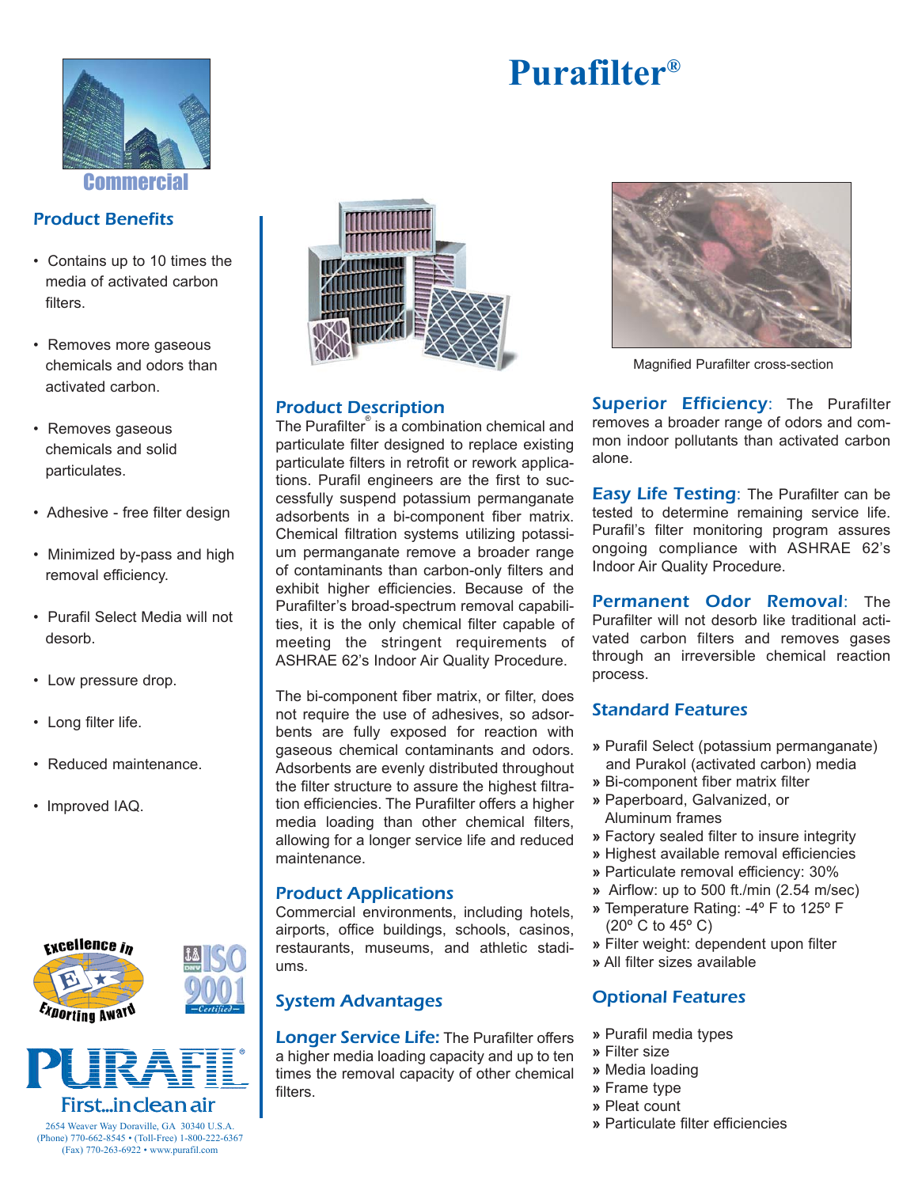# Purafilter®

Commercial

## Product Benefits

- Contains up to 10 times the media of activated carbon filters.
- Removes more gaseous chemicals and odors than activated carbon.
- Removes gaseous chemicals and solid particulates.
- Adhesive - free filter design
- Minimized by-pass and high removal efficiency.
- Purafil Select Media will not desorb.
- Low pressure drop.
- Long filter life.
- Reduced maintenance.
- Improved IAQ.

## Product Description

The Purafilter® is a combination chemical and particulate filter designed to replace existing particulate filters in retrofit or rework applications. Purafil engineers are the first to successfully suspend potassium permanganate adsorbents in a bi-component fiber matrix. Chemical filtration systems utilizing potassium permanganate remove a broader range of contaminants than carbon-only filters and exhibit higher efficiencies. Because of the Purafilter's broad-spectrum removal capabilities, it is the only chemical filter capable of meeting the stringent requirements of ASHRAE 62's Indoor Air Quality Procedure.

The bi-component fiber matrix, or filter, does not require the use of adhesives, so adsorbents are fully exposed for reaction with gaseous chemical contaminants and odors. Adsorbents are evenly distributed throughout the filter structure to assure the highest filtration efficiencies. The Purafilter offers a higher media loading than other chemical filters, allowing for a longer service life and reduced maintenance.

## Product Applications

Commercial environments, including hotels, airports, office buildings, schools, casinos, restaurants, museums, and athletic stadiums.

## System Advantages

**Longer Service Life:** The Purafilter offers a higher media loading capacity and up to ten times the removal capacity of other chemical filters.

Magnified Purafilter cross-section

**Superior Efficiency**: The Purafilter removes a broader range of odors and common indoor pollutants than activated carbon alone.

**Easy Life Testing**: The Purafilter can be tested to determine remaining service life. Purafil's filter monitoring program assures ongoing compliance with ASHRAE 62's Indoor Air Quality Procedure.

**Permanent Odor Removal**: The Purafilter will not desorb like traditional activated carbon filters and removes gases through an irreversible chemical reaction process.

## Standard Features

» Purafil Select (potassium permanganate) and Purakol (activated carbon) media
» Bi-component fiber matrix filter
» Paperboard, Galvanized, or Aluminum frames
» Factory sealed filter to insure integrity
» Highest available removal efficiencies
» Particulate removal efficiency: 30%
» Airflow: up to 500 ft./min (2.54 m/sec)
» Temperature Rating: -4º F to 125º F (20º C to 45º C)
» Filter weight: dependent upon filter
» All filter sizes available

## Optional Features

» Purafil media types
» Filter size
» Media loading
» Frame type
» Pleat count
» Particulate filter efficiencies

Excellence in Exporting Award

ISO 9001 Certified

PURAFIL®
First...in clean air

2654 Weaver Way Doraville, GA 30340 U.S.A.
(Phone) 770-662-8545 • (Toll-Free) 1-800-222-6367
(Fax) 770-263-6922 • www.purafil.com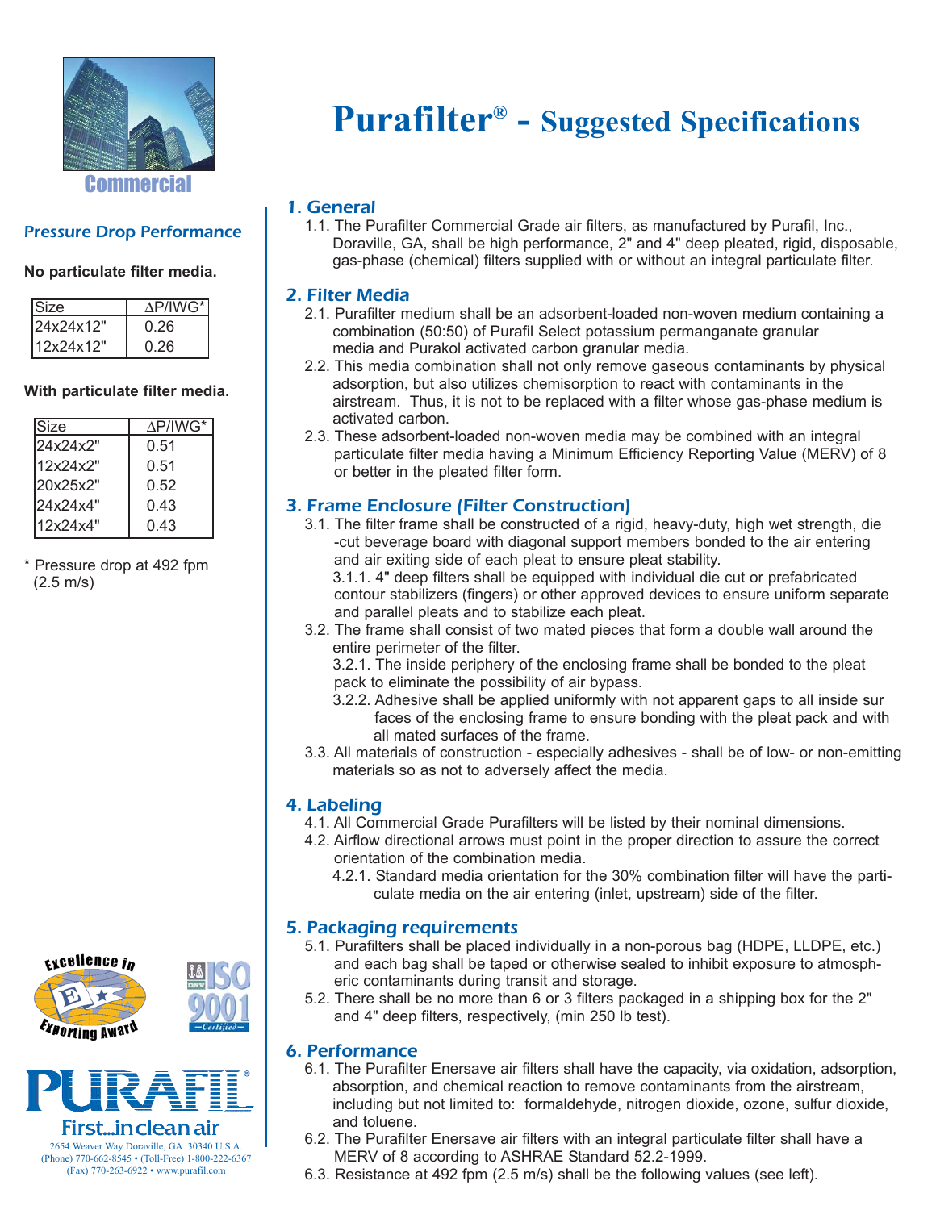Commercial

### Pressure Drop Performance

**No particulate filter media.**

| Size | ΔP/IWG* |
|---|---|
| 24x24x12" | 0.26 |
| 12x24x12" | 0.26 |

**With particulate filter media.**

| Size | ΔP/IWG* |
|---|---|
| 24x24x2" | 0.51 |
| 12x24x2" | 0.51 |
| 20x25x2" | 0.52 |
| 24x24x4" | 0.43 |
| 12x24x4" | 0.43 |

\* Pressure drop at 492 fpm (2.5 m/s)

# Purafilter® - Suggested Specifications

## 1. General

1.1. The Purafilter Commercial Grade air filters, as manufactured by Purafil, Inc., Doraville, GA, shall be high performance, 2" and 4" deep pleated, rigid, disposable, gas-phase (chemical) filters supplied with or without an integral particulate filter.

## 2. Filter Media

2.1. Purafilter medium shall be an adsorbent-loaded non-woven medium containing a combination (50:50) of Purafil Select potassium permanganate granular media and Purakol activated carbon granular media.

2.2. This media combination shall not only remove gaseous contaminants by physical adsorption, but also utilizes chemisorption to react with contaminants in the airstream. Thus, it is not to be replaced with a filter whose gas-phase medium is activated carbon.

2.3. These adsorbent-loaded non-woven media may be combined with an integral particulate filter media having a Minimum Efficiency Reporting Value (MERV) of 8 or better in the pleated filter form.

## 3. Frame Enclosure (Filter Construction)

3.1. The filter frame shall be constructed of a rigid, heavy-duty, high wet strength, die -cut beverage board with diagonal support members bonded to the air entering and air exiting side of each pleat to ensure pleat stability.

3.1.1. 4" deep filters shall be equipped with individual die cut or prefabricated contour stabilizers (fingers) or other approved devices to ensure uniform separate and parallel pleats and to stabilize each pleat.

3.2. The frame shall consist of two mated pieces that form a double wall around the entire perimeter of the filter.

3.2.1. The inside periphery of the enclosing frame shall be bonded to the pleat pack to eliminate the possibility of air bypass.

3.2.2. Adhesive shall be applied uniformly with not apparent gaps to all inside sur faces of the enclosing frame to ensure bonding with the pleat pack and with all mated surfaces of the frame.

3.3. All materials of construction - especially adhesives - shall be of low- or non-emitting materials so as not to adversely affect the media.

## 4. Labeling

4.1. All Commercial Grade Purafilters will be listed by their nominal dimensions.

4.2. Airflow directional arrows must point in the proper direction to assure the correct orientation of the combination media.

4.2.1. Standard media orientation for the 30% combination filter will have the particulate media on the air entering (inlet, upstream) side of the filter.

## 5. Packaging requirements

5.1. Purafilters shall be placed individually in a non-porous bag (HDPE, LLDPE, etc.) and each bag shall be taped or otherwise sealed to inhibit exposure to atmospheric contaminants during transit and storage.

5.2. There shall be no more than 6 or 3 filters packaged in a shipping box for the 2" and 4" deep filters, respectively, (min 250 lb test).

## 6. Performance

6.1. The Purafilter Enersave air filters shall have the capacity, via oxidation, adsorption, absorption, and chemical reaction to remove contaminants from the airstream, including but not limited to: formaldehyde, nitrogen dioxide, ozone, sulfur dioxide, and toluene.

6.2. The Purafilter Enersave air filters with an integral particulate filter shall have a MERV of 8 according to ASHRAE Standard 52.2-1999.

6.3. Resistance at 492 fpm (2.5 m/s) shall be the following values (see left).

Excellence in Exporting Award

ISO 9001 Certified

PURAFIL®

First...in clean air

2654 Weaver Way Doraville, GA 30340 U.S.A.
(Phone) 770-662-8545 • (Toll-Free) 1-800-222-6367
(Fax) 770-263-6922 • www.purafil.com